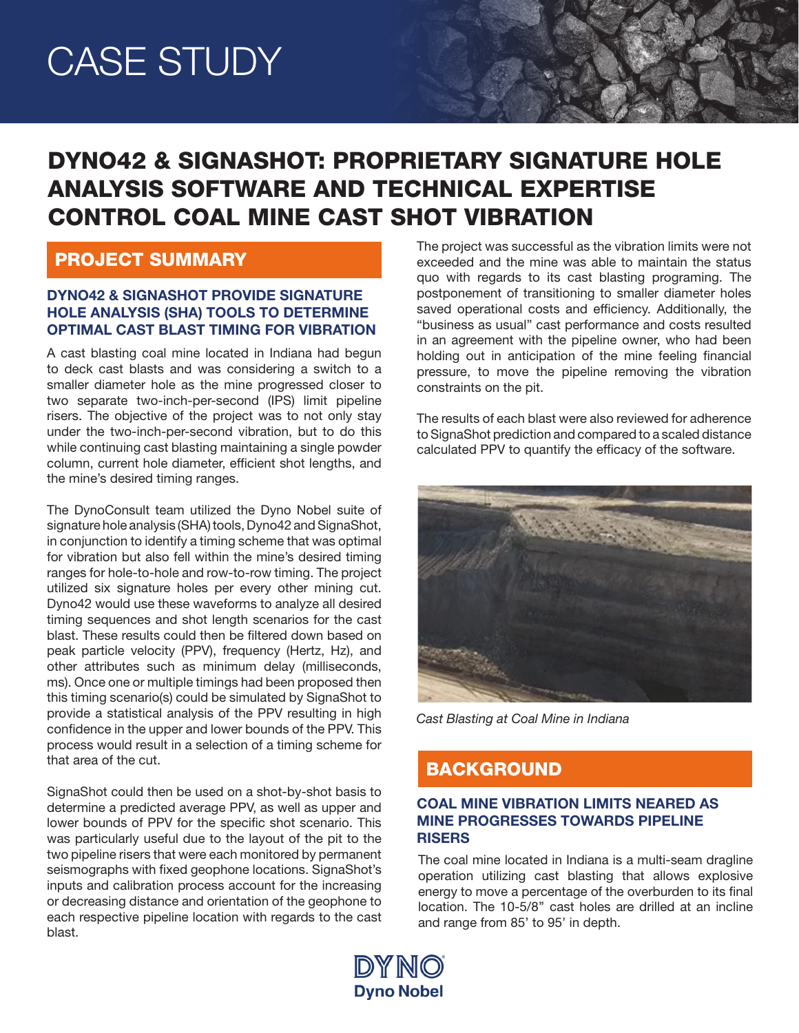# CASE STUDY

# DYNO42 & SIGNASHOT: PROPRIETARY SIGNATURE HOLE ANALYSIS SOFTWARE AND TECHNICAL EXPERTISE CONTROL COAL MINE CAST SHOT VIBRATION

## PROJECT SUMMARY

### DYNO42 & SIGNASHOT PROVIDE SIGNATURE HOLE ANALYSIS (SHA) TOOLS TO DETERMINE OPTIMAL CAST BLAST TIMING FOR VIBRATION

A cast blasting coal mine located in Indiana had begun to deck cast blasts and was considering a switch to a smaller diameter hole as the mine progressed closer to two separate two-inch-per-second (IPS) limit pipeline risers. The objective of the project was to not only stay under the two-inch-per-second vibration, but to do this while continuing cast blasting maintaining a single powder column, current hole diameter, efficient shot lengths, and the mine's desired timing ranges.

The DynoConsult team utilized the Dyno Nobel suite of signature hole analysis (SHA) tools, Dyno42 and SignaShot, in conjunction to identify a timing scheme that was optimal for vibration but also fell within the mine's desired timing ranges for hole-to-hole and row-to-row timing. The project utilized six signature holes per every other mining cut. Dyno42 would use these waveforms to analyze all desired timing sequences and shot length scenarios for the cast blast. These results could then be filtered down based on peak particle velocity (PPV), frequency (Hertz, Hz), and other attributes such as minimum delay (milliseconds, ms). Once one or multiple timings had been proposed then this timing scenario(s) could be simulated by SignaShot to provide a statistical analysis of the PPV resulting in high confidence in the upper and lower bounds of the PPV. This process would result in a selection of a timing scheme for that area of the cut.

SignaShot could then be used on a shot-by-shot basis to determine a predicted average PPV, as well as upper and lower bounds of PPV for the specific shot scenario. This was particularly useful due to the layout of the pit to the two pipeline risers that were each monitored by permanent seismographs with fixed geophone locations. SignaShot's inputs and calibration process account for the increasing or decreasing distance and orientation of the geophone to each respective pipeline location with regards to the cast blast.

The project was successful as the vibration limits were not exceeded and the mine was able to maintain the status quo with regards to its cast blasting programing. The postponement of transitioning to smaller diameter holes saved operational costs and efficiency. Additionally, the "business as usual" cast performance and costs resulted in an agreement with the pipeline owner, who had been holding out in anticipation of the mine feeling financial pressure, to move the pipeline removing the vibration constraints on the pit.

The results of each blast were also reviewed for adherence to SignaShot prediction and compared to a scaled distance calculated PPV to quantify the efficacy of the software.

*Cast Blasting at Coal Mine in Indiana*

## BACKGROUND

### COAL MINE VIBRATION LIMITS NEARED AS MINE PROGRESSES TOWARDS PIPELINE RISERS

The coal mine located in Indiana is a multi-seam dragline operation utilizing cast blasting that allows explosive energy to move a percentage of the overburden to its final location. The 10-5/8" cast holes are drilled at an incline and range from 85' to 95' in depth.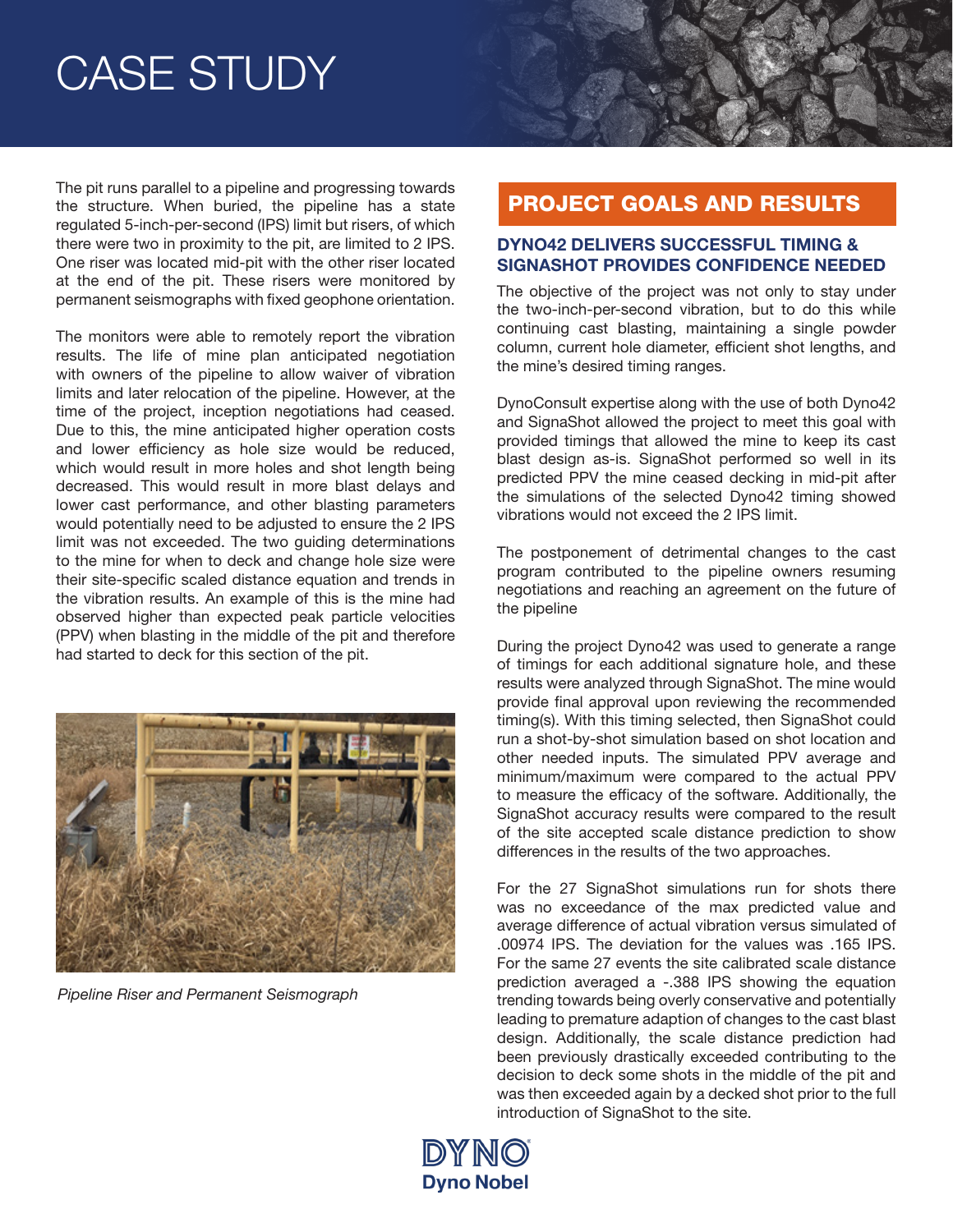# CASE STUDY

The pit runs parallel to a pipeline and progressing towards the structure. When buried, the pipeline has a state regulated 5-inch-per-second (IPS) limit but risers, of which there were two in proximity to the pit, are limited to 2 IPS. One riser was located mid-pit with the other riser located at the end of the pit. These risers were monitored by permanent seismographs with fixed geophone orientation.

The monitors were able to remotely report the vibration results. The life of mine plan anticipated negotiation with owners of the pipeline to allow waiver of vibration limits and later relocation of the pipeline. However, at the time of the project, inception negotiations had ceased. Due to this, the mine anticipated higher operation costs and lower efficiency as hole size would be reduced, which would result in more holes and shot length being decreased. This would result in more blast delays and lower cast performance, and other blasting parameters would potentially need to be adjusted to ensure the 2 IPS limit was not exceeded. The two guiding determinations to the mine for when to deck and change hole size were their site-specific scaled distance equation and trends in the vibration results. An example of this is the mine had observed higher than expected peak particle velocities (PPV) when blasting in the middle of the pit and therefore had started to deck for this section of the pit.

*Pipeline Riser and Permanent Seismograph*

## PROJECT GOALS AND RESULTS

### DYNO42 DELIVERS SUCCESSFUL TIMING & SIGNASHOT PROVIDES CONFIDENCE NEEDED

The objective of the project was not only to stay under the two-inch-per-second vibration, but to do this while continuing cast blasting, maintaining a single powder column, current hole diameter, efficient shot lengths, and the mine's desired timing ranges.

DynoConsult expertise along with the use of both Dyno42 and SignaShot allowed the project to meet this goal with provided timings that allowed the mine to keep its cast blast design as-is. SignaShot performed so well in its predicted PPV the mine ceased decking in mid-pit after the simulations of the selected Dyno42 timing showed vibrations would not exceed the 2 IPS limit.

The postponement of detrimental changes to the cast program contributed to the pipeline owners resuming negotiations and reaching an agreement on the future of the pipeline

During the project Dyno42 was used to generate a range of timings for each additional signature hole, and these results were analyzed through SignaShot. The mine would provide final approval upon reviewing the recommended timing(s). With this timing selected, then SignaShot could run a shot-by-shot simulation based on shot location and other needed inputs. The simulated PPV average and minimum/maximum were compared to the actual PPV to measure the efficacy of the software. Additionally, the SignaShot accuracy results were compared to the result of the site accepted scale distance prediction to show differences in the results of the two approaches.

For the 27 SignaShot simulations run for shots there was no exceedance of the max predicted value and average difference of actual vibration versus simulated of .00974 IPS. The deviation for the values was .165 IPS. For the same 27 events the site calibrated scale distance prediction averaged a -.388 IPS showing the equation trending towards being overly conservative and potentially leading to premature adaption of changes to the cast blast design. Additionally, the scale distance prediction had been previously drastically exceeded contributing to the decision to deck some shots in the middle of the pit and was then exceeded again by a decked shot prior to the full introduction of SignaShot to the site.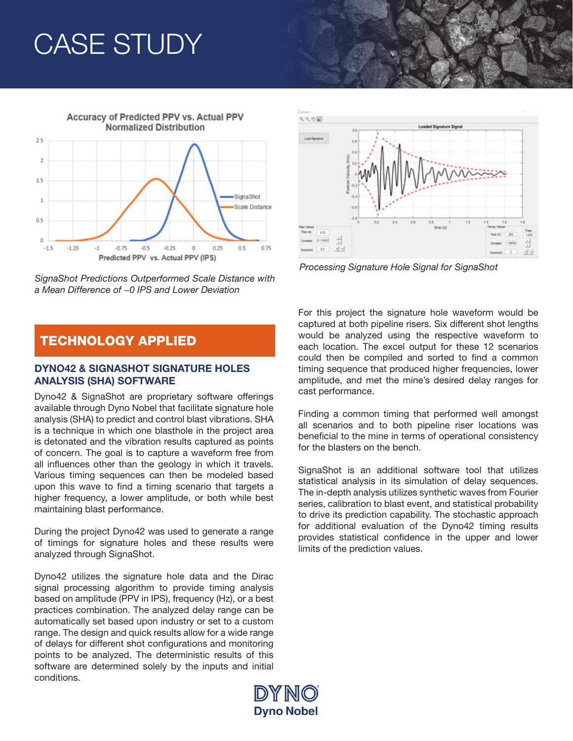# CASE STUDY

*SignaShot Predictions Outperformed Scale Distance with a Mean Difference of ~0 IPS and Lower Deviation*

*Processing Signature Hole Signal for SignaShot*

## TECHNOLOGY APPLIED

### DYNO42 & SIGNASHOT SIGNATURE HOLES ANALYSIS (SHA) SOFTWARE

Dyno42 & SignaShot are proprietary software offerings available through Dyno Nobel that facilitate signature hole analysis (SHA) to predict and control blast vibrations. SHA is a technique in which one blasthole in the project area is detonated and the vibration results captured as points of concern. The goal is to capture a waveform free from all influences other than the geology in which it travels. Various timing sequences can then be modeled based upon this wave to find a timing scenario that targets a higher frequency, a lower amplitude, or both while best maintaining blast performance.

During the project Dyno42 was used to generate a range of timings for signature holes and these results were analyzed through SignaShot.

Dyno42 utilizes the signature hole data and the Dirac signal processing algorithm to provide timing analysis based on amplitude (PPV in IPS), frequency (Hz), or a best practices combination. The analyzed delay range can be automatically set based upon industry or set to a custom range. The design and quick results allow for a wide range of delays for different shot configurations and monitoring points to be analyzed. The deterministic results of this software are determined solely by the inputs and initial conditions.

For this project the signature hole waveform would be captured at both pipeline risers. Six different shot lengths would be analyzed using the respective waveform to each location. The excel output for these 12 scenarios could then be compiled and sorted to find a common timing sequence that produced higher frequencies, lower amplitude, and met the mine's desired delay ranges for cast performance.

Finding a common timing that performed well amongst all scenarios and to both pipeline riser locations was beneficial to the mine in terms of operational consistency for the blasters on the bench.

SignaShot is an additional software tool that utilizes statistical analysis in its simulation of delay sequences. The in-depth analysis utilizes synthetic waves from Fourier series, calibration to blast event, and statistical probability to drive its prediction capability. The stochastic approach for additional evaluation of the Dyno42 timing results provides statistical confidence in the upper and lower limits of the prediction values.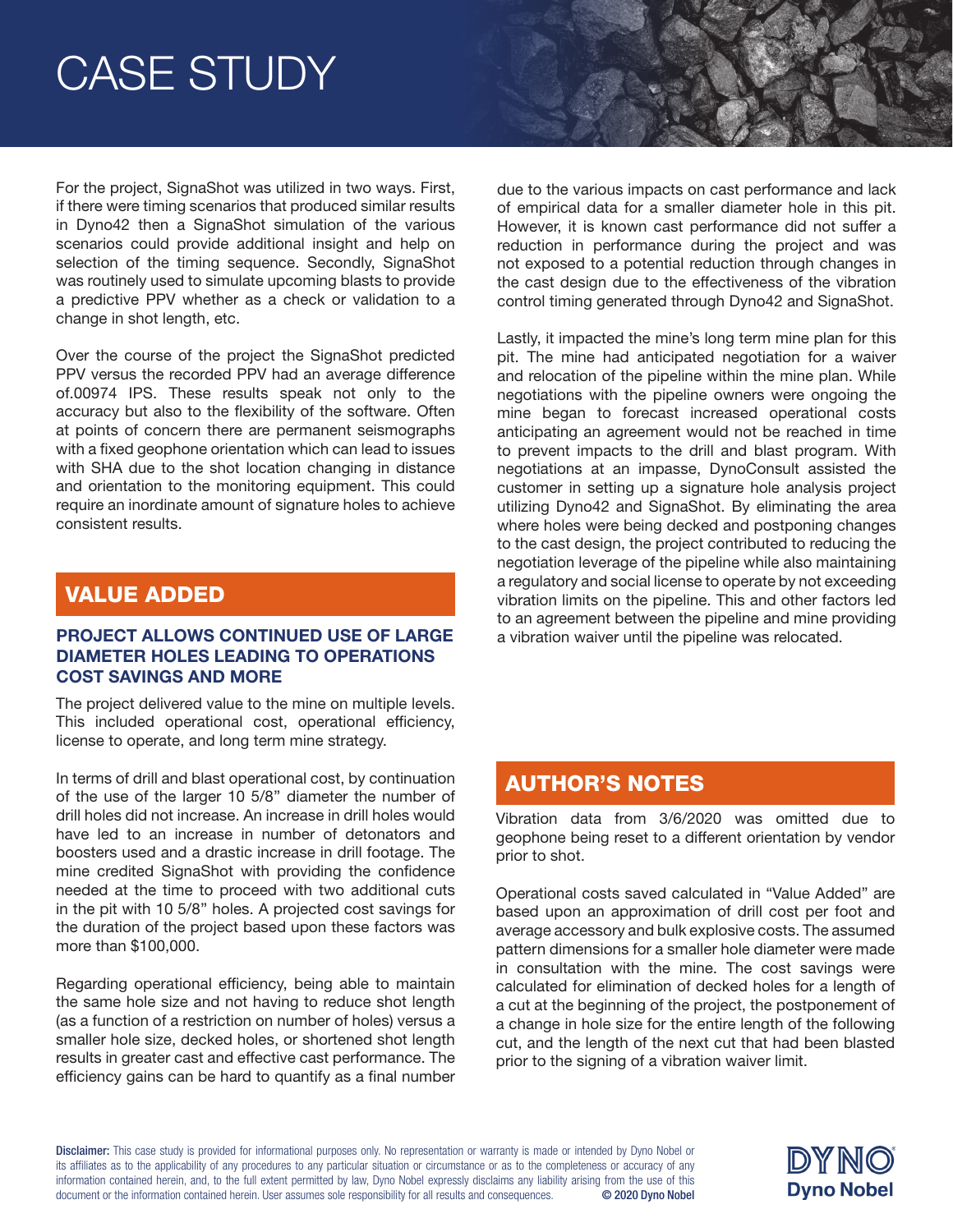# CASE STUDY

For the project, SignaShot was utilized in two ways. First, if there were timing scenarios that produced similar results in Dyno42 then a SignaShot simulation of the various scenarios could provide additional insight and help on selection of the timing sequence. Secondly, SignaShot was routinely used to simulate upcoming blasts to provide a predictive PPV whether as a check or validation to a change in shot length, etc.

Over the course of the project the SignaShot predicted PPV versus the recorded PPV had an average difference of.00974 IPS. These results speak not only to the accuracy but also to the flexibility of the software. Often at points of concern there are permanent seismographs with a fixed geophone orientation which can lead to issues with SHA due to the shot location changing in distance and orientation to the monitoring equipment. This could require an inordinate amount of signature holes to achieve consistent results.

## VALUE ADDED

### PROJECT ALLOWS CONTINUED USE OF LARGE DIAMETER HOLES LEADING TO OPERATIONS COST SAVINGS AND MORE

The project delivered value to the mine on multiple levels. This included operational cost, operational efficiency, license to operate, and long term mine strategy.

In terms of drill and blast operational cost, by continuation of the use of the larger 10 5/8" diameter the number of drill holes did not increase. An increase in drill holes would have led to an increase in number of detonators and boosters used and a drastic increase in drill footage. The mine credited SignaShot with providing the confidence needed at the time to proceed with two additional cuts in the pit with 10 5/8" holes. A projected cost savings for the duration of the project based upon these factors was more than $100,000.

Regarding operational efficiency, being able to maintain the same hole size and not having to reduce shot length (as a function of a restriction on number of holes) versus a smaller hole size, decked holes, or shortened shot length results in greater cast and effective cast performance. The efficiency gains can be hard to quantify as a final number due to the various impacts on cast performance and lack of empirical data for a smaller diameter hole in this pit. However, it is known cast performance did not suffer a reduction in performance during the project and was not exposed to a potential reduction through changes in the cast design due to the effectiveness of the vibration control timing generated through Dyno42 and SignaShot.

Lastly, it impacted the mine's long term mine plan for this pit. The mine had anticipated negotiation for a waiver and relocation of the pipeline within the mine plan. While negotiations with the pipeline owners were ongoing the mine began to forecast increased operational costs anticipating an agreement would not be reached in time to prevent impacts to the drill and blast program. With negotiations at an impasse, DynoConsult assisted the customer in setting up a signature hole analysis project utilizing Dyno42 and SignaShot. By eliminating the area where holes were being decked and postponing changes to the cast design, the project contributed to reducing the negotiation leverage of the pipeline while also maintaining a regulatory and social license to operate by not exceeding vibration limits on the pipeline. This and other factors led to an agreement between the pipeline and mine providing a vibration waiver until the pipeline was relocated.

## AUTHOR'S NOTES

Vibration data from 3/6/2020 was omitted due to geophone being reset to a different orientation by vendor prior to shot.

Operational costs saved calculated in "Value Added" are based upon an approximation of drill cost per foot and average accessory and bulk explosive costs. The assumed pattern dimensions for a smaller hole diameter were made in consultation with the mine. The cost savings were calculated for elimination of decked holes for a length of a cut at the beginning of the project, the postponement of a change in hole size for the entire length of the following cut, and the length of the next cut that had been blasted prior to the signing of a vibration waiver limit.

**Disclaimer:** This case study is provided for informational purposes only. No representation or warranty is made or intended by Dyno Nobel or its affiliates as to the applicability of any procedures to any particular situation or circumstance or as to the completeness or accuracy of any information contained herein, and, to the full extent permitted by law, Dyno Nobel expressly disclaims any liability arising from the use of this document or the information contained herein. User assumes sole responsibility for all results and consequences. **© 2020 Dyno Nobel**

DYNO
Dyno Nobel